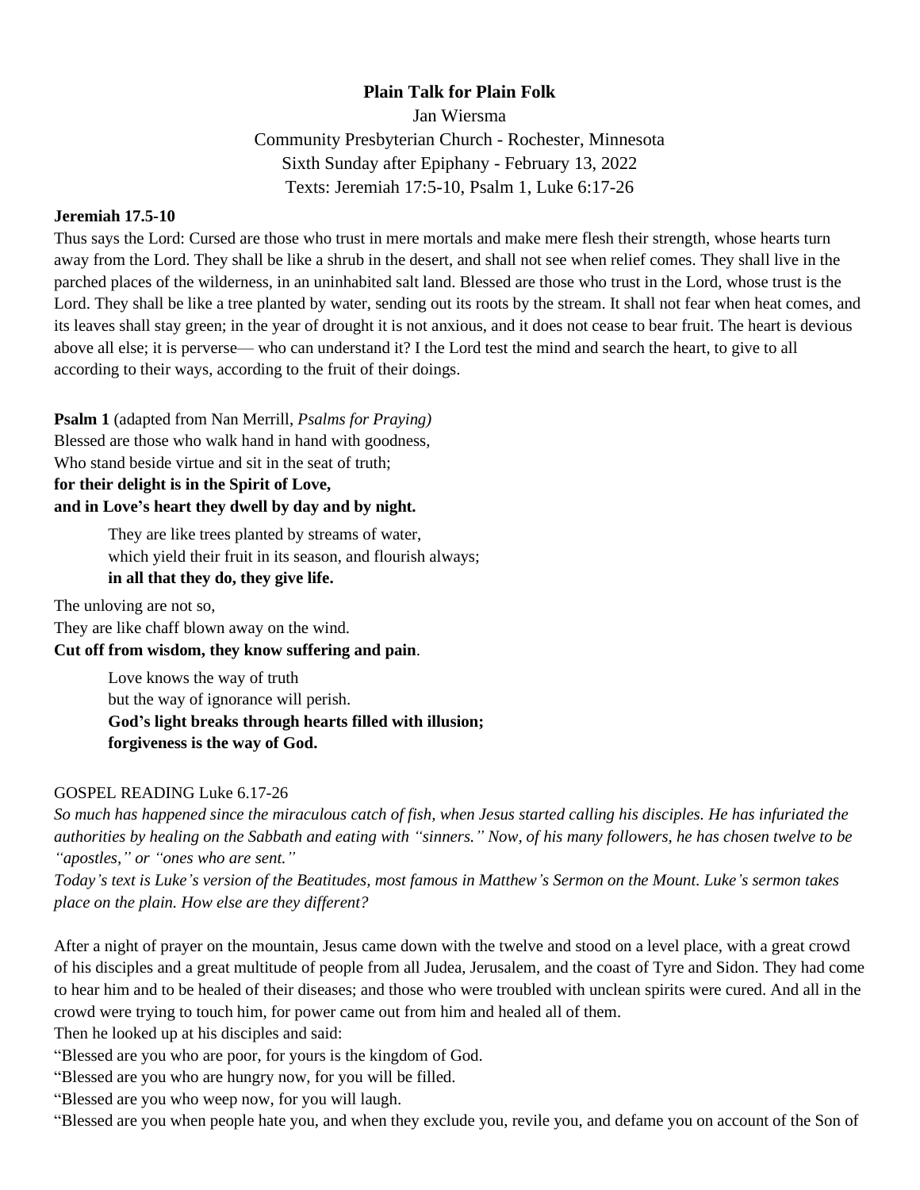# Plain Talk for Plain Folk

Jan Wiersma

Community Presbyterian Church - Rochester, Minnesota

Sixth Sunday after Epiphany - February 13, 2022

Texts: Jeremiah 17:5-10, Psalm 1, Luke 6:17-26

**Jeremiah 17.5-10**

Thus says the Lord: Cursed are those who trust in mere mortals and make mere flesh their strength, whose hearts turn away from the Lord. They shall be like a shrub in the desert, and shall not see when relief comes. They shall live in the parched places of the wilderness, in an uninhabited salt land. Blessed are those who trust in the Lord, whose trust is the Lord. They shall be like a tree planted by water, sending out its roots by the stream. It shall not fear when heat comes, and its leaves shall stay green; in the year of drought it is not anxious, and it does not cease to bear fruit. The heart is devious above all else; it is perverse— who can understand it? I the Lord test the mind and search the heart, to give to all according to their ways, according to the fruit of their doings.

**Psalm 1** (adapted from Nan Merrill, *Psalms for Praying)*

Blessed are those who walk hand in hand with goodness,
Who stand beside virtue and sit in the seat of truth;
**for their delight is in the Spirit of Love,**
**and in Love's heart they dwell by day and by night.**

> They are like trees planted by streams of water,
> which yield their fruit in its season, and flourish always;
> **in all that they do, they give life.**

The unloving are not so,
They are like chaff blown away on the wind.
**Cut off from wisdom, they know suffering and pain**.

> Love knows the way of truth
> but the way of ignorance will perish.
> **God's light breaks through hearts filled with illusion;**
> **forgiveness is the way of God.**

GOSPEL READING Luke 6.17-26

*So much has happened since the miraculous catch of fish, when Jesus started calling his disciples. He has infuriated the authorities by healing on the Sabbath and eating with "sinners." Now, of his many followers, he has chosen twelve to be "apostles," or "ones who are sent."*

*Today's text is Luke's version of the Beatitudes, most famous in Matthew's Sermon on the Mount. Luke's sermon takes place on the plain. How else are they different?*

After a night of prayer on the mountain, Jesus came down with the twelve and stood on a level place, with a great crowd of his disciples and a great multitude of people from all Judea, Jerusalem, and the coast of Tyre and Sidon. They had come to hear him and to be healed of their diseases; and those who were troubled with unclean spirits were cured. And all in the crowd were trying to touch him, for power came out from him and healed all of them.

Then he looked up at his disciples and said:

"Blessed are you who are poor, for yours is the kingdom of God.

"Blessed are you who are hungry now, for you will be filled.

"Blessed are you who weep now, for you will laugh.

"Blessed are you when people hate you, and when they exclude you, revile you, and defame you on account of the Son of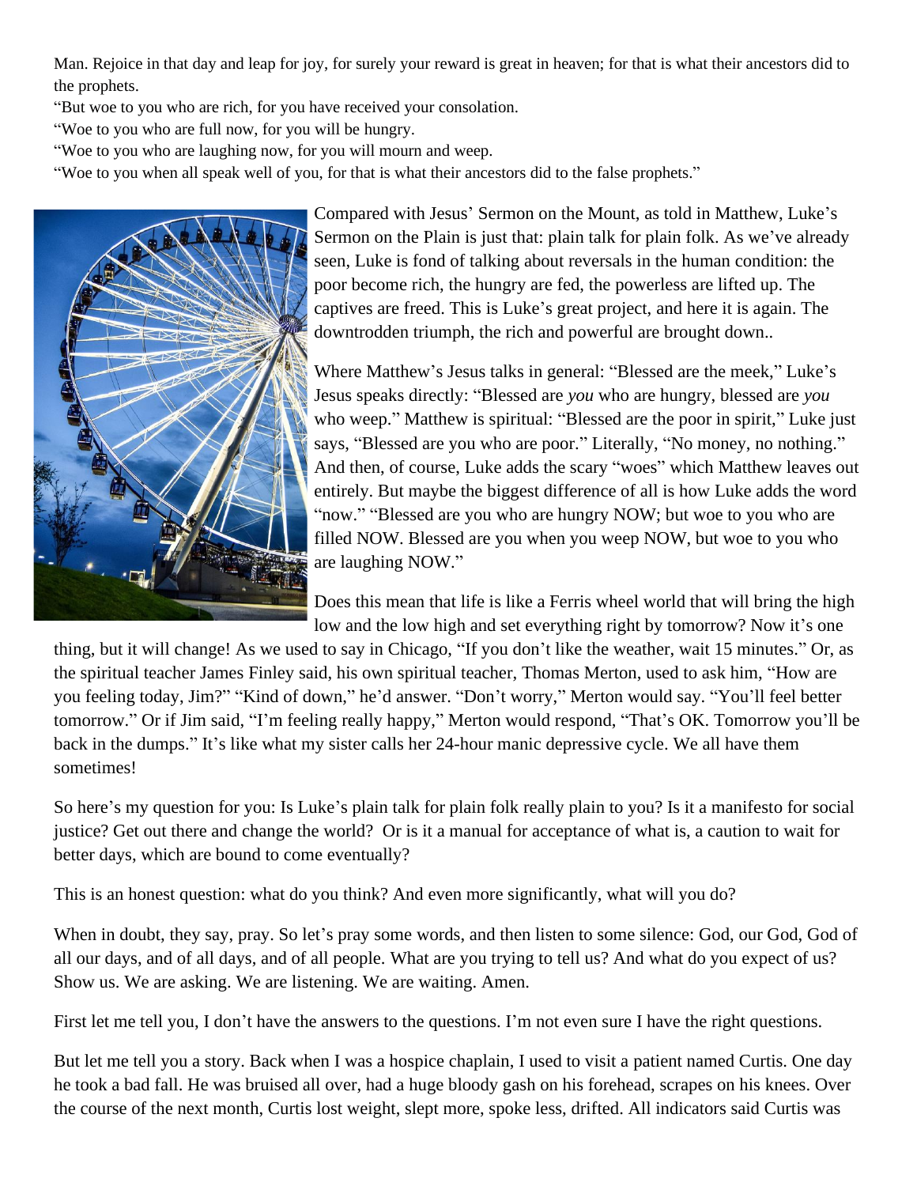Man. Rejoice in that day and leap for joy, for surely your reward is great in heaven; for that is what their ancestors did to the prophets.

"But woe to you who are rich, for you have received your consolation.

"Woe to you who are full now, for you will be hungry.

"Woe to you who are laughing now, for you will mourn and weep.

"Woe to you when all speak well of you, for that is what their ancestors did to the false prophets."

Compared with Jesus' Sermon on the Mount, as told in Matthew, Luke's Sermon on the Plain is just that: plain talk for plain folk. As we've already seen, Luke is fond of talking about reversals in the human condition: the poor become rich, the hungry are fed, the powerless are lifted up. The captives are freed. This is Luke's great project, and here it is again. The downtrodden triumph, the rich and powerful are brought down..

Where Matthew's Jesus talks in general: "Blessed are the meek," Luke's Jesus speaks directly: "Blessed are *you* who are hungry, blessed are *you* who weep." Matthew is spiritual: "Blessed are the poor in spirit," Luke just says, "Blessed are you who are poor." Literally, "No money, no nothing." And then, of course, Luke adds the scary "woes" which Matthew leaves out entirely. But maybe the biggest difference of all is how Luke adds the word "now." "Blessed are you who are hungry NOW; but woe to you who are filled NOW. Blessed are you when you weep NOW, but woe to you who are laughing NOW."

Does this mean that life is like a Ferris wheel world that will bring the high low and the low high and set everything right by tomorrow? Now it's one thing, but it will change! As we used to say in Chicago, "If you don't like the weather, wait 15 minutes." Or, as the spiritual teacher James Finley said, his own spiritual teacher, Thomas Merton, used to ask him, "How are you feeling today, Jim?" "Kind of down," he'd answer. "Don't worry," Merton would say. "You'll feel better tomorrow." Or if Jim said, "I'm feeling really happy," Merton would respond, "That's OK. Tomorrow you'll be back in the dumps." It's like what my sister calls her 24-hour manic depressive cycle. We all have them sometimes!

So here's my question for you: Is Luke's plain talk for plain folk really plain to you? Is it a manifesto for social justice? Get out there and change the world? Or is it a manual for acceptance of what is, a caution to wait for better days, which are bound to come eventually?

This is an honest question: what do you think? And even more significantly, what will you do?

When in doubt, they say, pray. So let's pray some words, and then listen to some silence: God, our God, God of all our days, and of all days, and of all people. What are you trying to tell us? And what do you expect of us? Show us. We are asking. We are listening. We are waiting. Amen.

First let me tell you, I don't have the answers to the questions. I'm not even sure I have the right questions.

But let me tell you a story. Back when I was a hospice chaplain, I used to visit a patient named Curtis. One day he took a bad fall. He was bruised all over, had a huge bloody gash on his forehead, scrapes on his knees. Over the course of the next month, Curtis lost weight, slept more, spoke less, drifted. All indicators said Curtis was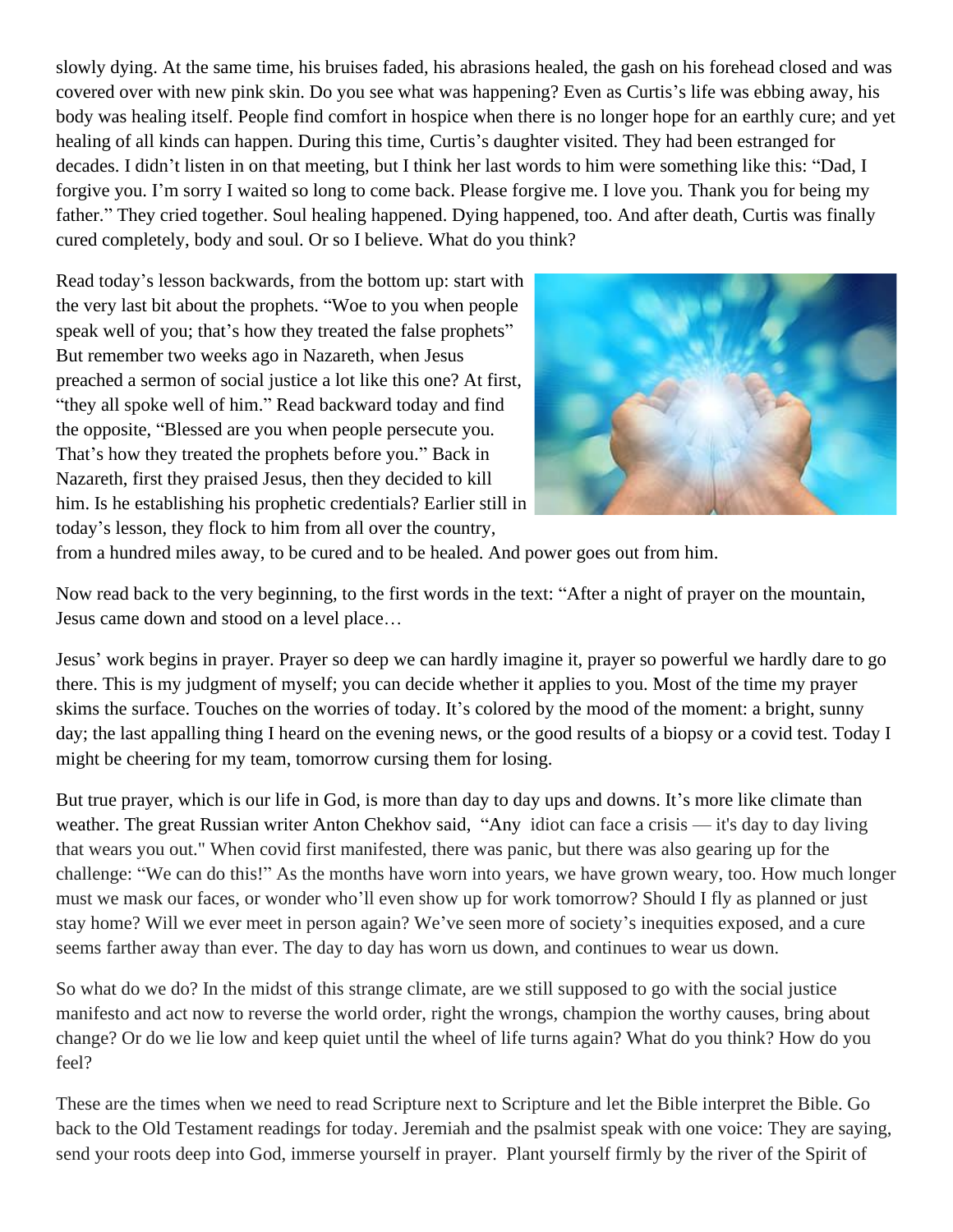slowly dying. At the same time, his bruises faded, his abrasions healed, the gash on his forehead closed and was covered over with new pink skin. Do you see what was happening? Even as Curtis's life was ebbing away, his body was healing itself. People find comfort in hospice when there is no longer hope for an earthly cure; and yet healing of all kinds can happen. During this time, Curtis's daughter visited. They had been estranged for decades. I didn't listen in on that meeting, but I think her last words to him were something like this: "Dad, I forgive you. I'm sorry I waited so long to come back. Please forgive me. I love you. Thank you for being my father." They cried together. Soul healing happened. Dying happened, too. And after death, Curtis was finally cured completely, body and soul. Or so I believe. What do you think?

Read today's lesson backwards, from the bottom up: start with the very last bit about the prophets. "Woe to you when people speak well of you; that's how they treated the false prophets" But remember two weeks ago in Nazareth, when Jesus preached a sermon of social justice a lot like this one? At first, "they all spoke well of him." Read backward today and find the opposite, "Blessed are you when people persecute you. That's how they treated the prophets before you." Back in Nazareth, first they praised Jesus, then they decided to kill him. Is he establishing his prophetic credentials? Earlier still in today's lesson, they flock to him from all over the country, from a hundred miles away, to be cured and to be healed. And power goes out from him.

Now read back to the very beginning, to the first words in the text: "After a night of prayer on the mountain, Jesus came down and stood on a level place…

Jesus' work begins in prayer. Prayer so deep we can hardly imagine it, prayer so powerful we hardly dare to go there. This is my judgment of myself; you can decide whether it applies to you. Most of the time my prayer skims the surface. Touches on the worries of today. It's colored by the mood of the moment: a bright, sunny day; the last appalling thing I heard on the evening news, or the good results of a biopsy or a covid test. Today I might be cheering for my team, tomorrow cursing them for losing.

But true prayer, which is our life in God, is more than day to day ups and downs. It's more like climate than weather. The great Russian writer Anton Chekhov said, "Any idiot can face a crisis — it's day to day living that wears you out." When covid first manifested, there was panic, but there was also gearing up for the challenge: "We can do this!" As the months have worn into years, we have grown weary, too. How much longer must we mask our faces, or wonder who'll even show up for work tomorrow? Should I fly as planned or just stay home? Will we ever meet in person again? We've seen more of society's inequities exposed, and a cure seems farther away than ever. The day to day has worn us down, and continues to wear us down.

So what do we do? In the midst of this strange climate, are we still supposed to go with the social justice manifesto and act now to reverse the world order, right the wrongs, champion the worthy causes, bring about change? Or do we lie low and keep quiet until the wheel of life turns again? What do you think? How do you feel?

These are the times when we need to read Scripture next to Scripture and let the Bible interpret the Bible. Go back to the Old Testament readings for today. Jeremiah and the psalmist speak with one voice: They are saying, send your roots deep into God, immerse yourself in prayer. Plant yourself firmly by the river of the Spirit of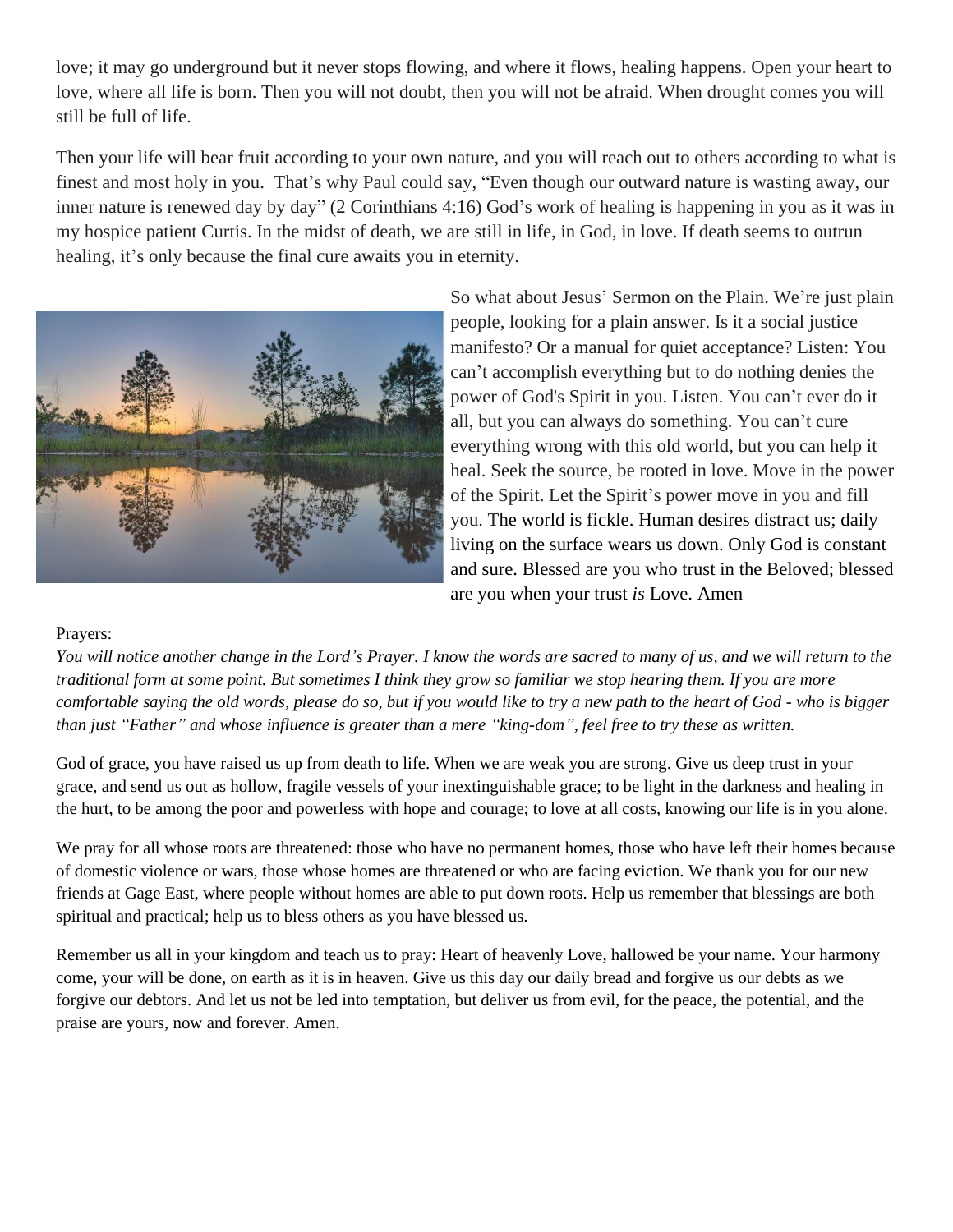love; it may go underground but it never stops flowing, and where it flows, healing happens. Open your heart to love, where all life is born. Then you will not doubt, then you will not be afraid. When drought comes you will still be full of life.

Then your life will bear fruit according to your own nature, and you will reach out to others according to what is finest and most holy in you.  That's why Paul could say, "Even though our outward nature is wasting away, our inner nature is renewed day by day" (2 Corinthians 4:16) God's work of healing is happening in you as it was in my hospice patient Curtis. In the midst of death, we are still in life, in God, in love. If death seems to outrun healing, it's only because the final cure awaits you in eternity.

So what about Jesus' Sermon on the Plain. We're just plain people, looking for a plain answer. Is it a social justice manifesto? Or a manual for quiet acceptance? Listen: You can't accomplish everything but to do nothing denies the power of God's Spirit in you. Listen. You can't ever do it all, but you can always do something. You can't cure everything wrong with this old world, but you can help it heal. Seek the source, be rooted in love. Move in the power of the Spirit. Let the Spirit's power move in you and fill you. The world is fickle. Human desires distract us; daily living on the surface wears us down. Only God is constant and sure. Blessed are you who trust in the Beloved; blessed are you when your trust *is* Love. Amen

Prayers:

*You will notice another change in the Lord's Prayer. I know the words are sacred to many of us, and we will return to the traditional form at some point. But sometimes I think they grow so familiar we stop hearing them. If you are more comfortable saying the old words, please do so, but if you would like to try a new path to the heart of God - who is bigger than just "Father" and whose influence is greater than a mere "king-dom", feel free to try these as written.*

God of grace, you have raised us up from death to life. When we are weak you are strong. Give us deep trust in your grace, and send us out as hollow, fragile vessels of your inextinguishable grace; to be light in the darkness and healing in the hurt, to be among the poor and powerless with hope and courage; to love at all costs, knowing our life is in you alone.

We pray for all whose roots are threatened: those who have no permanent homes, those who have left their homes because of domestic violence or wars, those whose homes are threatened or who are facing eviction. We thank you for our new friends at Gage East, where people without homes are able to put down roots. Help us remember that blessings are both spiritual and practical; help us to bless others as you have blessed us.

Remember us all in your kingdom and teach us to pray: Heart of heavenly Love, hallowed be your name. Your harmony come, your will be done, on earth as it is in heaven. Give us this day our daily bread and forgive us our debts as we forgive our debtors. And let us not be led into temptation, but deliver us from evil, for the peace, the potential, and the praise are yours, now and forever. Amen.